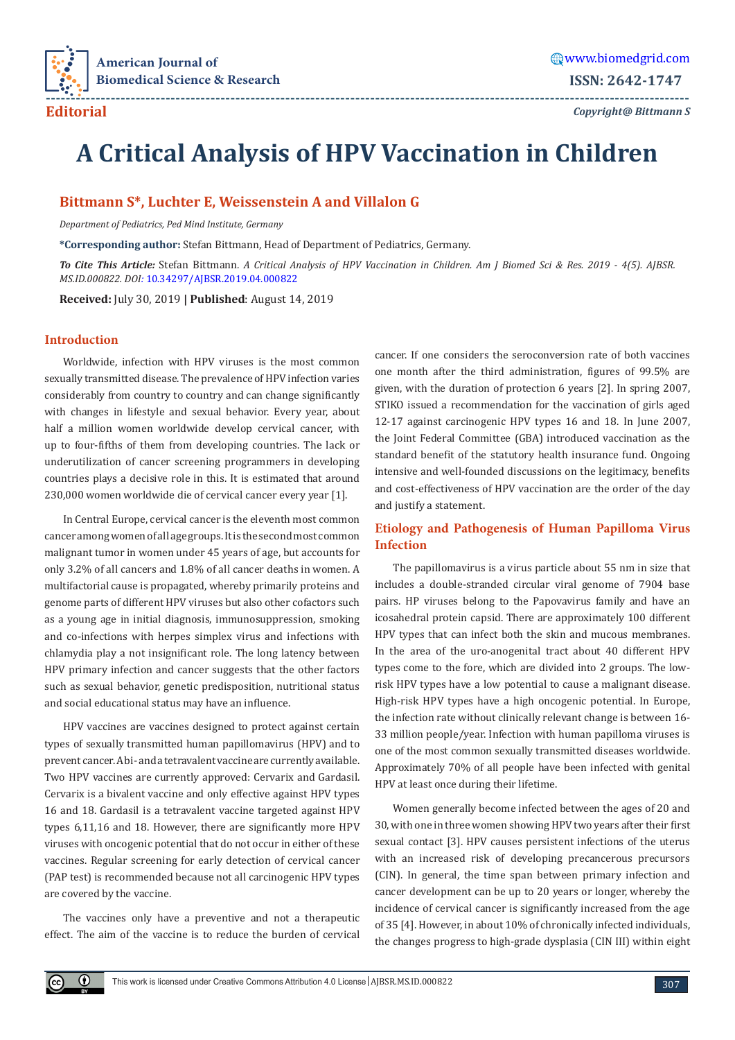Editorial

Copyright@ Bittmann S

# A Critical Analysis of HPV Vaccination in Children

**Bittmann S*, Luchter E, Weissenstein A and Villalon G**

*Department of Pediatrics, Ped Mind Institute, Germany*

**\*Corresponding author:** Stefan Bittmann, Head of Department of Pediatrics, Germany.

***To Cite This Article:*** Stefan Bittmann. *A Critical Analysis of HPV Vaccination in Children. Am J Biomed Sci & Res. 2019 - 4(5). AJBSR. MS.ID.000822. DOI:* 10.34297/AJBSR.2019.04.000822

**Received:** July 30, 2019 | **Published**: August 14, 2019

## Introduction

Worldwide, infection with HPV viruses is the most common sexually transmitted disease. The prevalence of HPV infection varies considerably from country to country and can change significantly with changes in lifestyle and sexual behavior. Every year, about half a million women worldwide develop cervical cancer, with up to four-fifths of them from developing countries. The lack or underutilization of cancer screening programmers in developing countries plays a decisive role in this. It is estimated that around 230,000 women worldwide die of cervical cancer every year [1].

In Central Europe, cervical cancer is the eleventh most common cancer among women of all age groups. It is the second most common malignant tumor in women under 45 years of age, but accounts for only 3.2% of all cancers and 1.8% of all cancer deaths in women. A multifactorial cause is propagated, whereby primarily proteins and genome parts of different HPV viruses but also other cofactors such as a young age in initial diagnosis, immunosuppression, smoking and co-infections with herpes simplex virus and infections with chlamydia play a not insignificant role. The long latency between HPV primary infection and cancer suggests that the other factors such as sexual behavior, genetic predisposition, nutritional status and social educational status may have an influence.

HPV vaccines are vaccines designed to protect against certain types of sexually transmitted human papillomavirus (HPV) and to prevent cancer. A bi- and a tetravalent vaccine are currently available. Two HPV vaccines are currently approved: Cervarix and Gardasil. Cervarix is a bivalent vaccine and only effective against HPV types 16 and 18. Gardasil is a tetravalent vaccine targeted against HPV types 6,11,16 and 18. However, there are significantly more HPV viruses with oncogenic potential that do not occur in either of these vaccines. Regular screening for early detection of cervical cancer (PAP test) is recommended because not all carcinogenic HPV types are covered by the vaccine.

The vaccines only have a preventive and not a therapeutic effect. The aim of the vaccine is to reduce the burden of cervical cancer. If one considers the seroconversion rate of both vaccines one month after the third administration, figures of 99.5% are given, with the duration of protection 6 years [2]. In spring 2007, STIKO issued a recommendation for the vaccination of girls aged 12-17 against carcinogenic HPV types 16 and 18. In June 2007, the Joint Federal Committee (GBA) introduced vaccination as the standard benefit of the statutory health insurance fund. Ongoing intensive and well-founded discussions on the legitimacy, benefits and cost-effectiveness of HPV vaccination are the order of the day and justify a statement.

## Etiology and Pathogenesis of Human Papilloma Virus Infection

The papillomavirus is a virus particle about 55 nm in size that includes a double-stranded circular viral genome of 7904 base pairs. HP viruses belong to the Papovavirus family and have an icosahedral protein capsid. There are approximately 100 different HPV types that can infect both the skin and mucous membranes. In the area of the uro-anogenital tract about 40 different HPV types come to the fore, which are divided into 2 groups. The low-risk HPV types have a low potential to cause a malignant disease. High-risk HPV types have a high oncogenic potential. In Europe, the infection rate without clinically relevant change is between 16-33 million people/year. Infection with human papilloma viruses is one of the most common sexually transmitted diseases worldwide. Approximately 70% of all people have been infected with genital HPV at least once during their lifetime.

Women generally become infected between the ages of 20 and 30, with one in three women showing HPV two years after their first sexual contact [3]. HPV causes persistent infections of the uterus with an increased risk of developing precancerous precursors (CIN). In general, the time span between primary infection and cancer development can be up to 20 years or longer, whereby the incidence of cervical cancer is significantly increased from the age of 35 [4]. However, in about 10% of chronically infected individuals, the changes progress to high-grade dysplasia (CIN III) within eight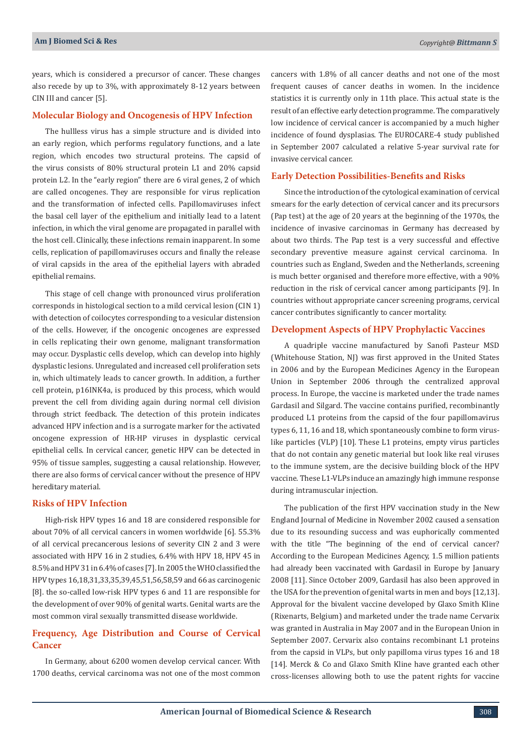years, which is considered a precursor of cancer. These changes also recede by up to 3%, with approximately 8-12 years between CIN III and cancer [5].

## Molecular Biology and Oncogenesis of HPV Infection

The hullless virus has a simple structure and is divided into an early region, which performs regulatory functions, and a late region, which encodes two structural proteins. The capsid of the virus consists of 80% structural protein L1 and 20% capsid protein L2. In the "early region" there are 6 viral genes, 2 of which are called oncogenes. They are responsible for virus replication and the transformation of infected cells. Papillomaviruses infect the basal cell layer of the epithelium and initially lead to a latent infection, in which the viral genome are propagated in parallel with the host cell. Clinically, these infections remain inapparent. In some cells, replication of papillomaviruses occurs and finally the release of viral capsids in the area of the epithelial layers with abraded epithelial remains.

This stage of cell change with pronounced virus proliferation corresponds in histological section to a mild cervical lesion (CIN 1) with detection of coilocytes corresponding to a vesicular distension of the cells. However, if the oncogenic oncogenes are expressed in cells replicating their own genome, malignant transformation may occur. Dysplastic cells develop, which can develop into highly dysplastic lesions. Unregulated and increased cell proliferation sets in, which ultimately leads to cancer growth. In addition, a further cell protein, p16INK4a, is produced by this process, which would prevent the cell from dividing again during normal cell division through strict feedback. The detection of this protein indicates advanced HPV infection and is a surrogate marker for the activated oncogene expression of HR-HP viruses in dysplastic cervical epithelial cells. In cervical cancer, genetic HPV can be detected in 95% of tissue samples, suggesting a causal relationship. However, there are also forms of cervical cancer without the presence of HPV hereditary material.

## Risks of HPV Infection

High-risk HPV types 16 and 18 are considered responsible for about 70% of all cervical cancers in women worldwide [6]. 55.3% of all cervical precancerous lesions of severity CIN 2 and 3 were associated with HPV 16 in 2 studies, 6.4% with HPV 18, HPV 45 in 8.5% and HPV 31 in 6.4% of cases [7]. In 2005 the WHO classified the HPV types 16,18,31,33,35,39,45,51,56,58,59 and 66 as carcinogenic [8]. the so-called low-risk HPV types 6 and 11 are responsible for the development of over 90% of genital warts. Genital warts are the most common viral sexually transmitted disease worldwide.

## Frequency, Age Distribution and Course of Cervical Cancer

In Germany, about 6200 women develop cervical cancer. With 1700 deaths, cervical carcinoma was not one of the most common cancers with 1.8% of all cancer deaths and not one of the most frequent causes of cancer deaths in women. In the incidence statistics it is currently only in 11th place. This actual state is the result of an effective early detection programme. The comparatively low incidence of cervical cancer is accompanied by a much higher incidence of found dysplasias. The EUROCARE-4 study published in September 2007 calculated a relative 5-year survival rate for invasive cervical cancer.

## Early Detection Possibilities-Benefits and Risks

Since the introduction of the cytological examination of cervical smears for the early detection of cervical cancer and its precursors (Pap test) at the age of 20 years at the beginning of the 1970s, the incidence of invasive carcinomas in Germany has decreased by about two thirds. The Pap test is a very successful and effective secondary preventive measure against cervical carcinoma. In countries such as England, Sweden and the Netherlands, screening is much better organised and therefore more effective, with a 90% reduction in the risk of cervical cancer among participants [9]. In countries without appropriate cancer screening programs, cervical cancer contributes significantly to cancer mortality.

## Development Aspects of HPV Prophylactic Vaccines

A quadriple vaccine manufactured by Sanofi Pasteur MSD (Whitehouse Station, NJ) was first approved in the United States in 2006 and by the European Medicines Agency in the European Union in September 2006 through the centralized approval process. In Europe, the vaccine is marketed under the trade names Gardasil and Silgard. The vaccine contains purified, recombinantly produced L1 proteins from the capsid of the four papillomavirus types 6, 11, 16 and 18, which spontaneously combine to form virus-like particles (VLP) [10]. These L1 proteins, empty virus particles that do not contain any genetic material but look like real viruses to the immune system, are the decisive building block of the HPV vaccine. These L1-VLPs induce an amazingly high immune response during intramuscular injection.

The publication of the first HPV vaccination study in the New England Journal of Medicine in November 2002 caused a sensation due to its resounding success and was euphorically commented with the title "The beginning of the end of cervical cancer? According to the European Medicines Agency, 1.5 million patients had already been vaccinated with Gardasil in Europe by January 2008 [11]. Since October 2009, Gardasil has also been approved in the USA for the prevention of genital warts in men and boys [12,13]. Approval for the bivalent vaccine developed by Glaxo Smith Kline (Rixenarts, Belgium) and marketed under the trade name Cervarix was granted in Australia in May 2007 and in the European Union in September 2007. Cervarix also contains recombinant L1 proteins from the capsid in VLPs, but only papilloma virus types 16 and 18 [14]. Merck & Co and Glaxo Smith Kline have granted each other cross-licenses allowing both to use the patent rights for vaccine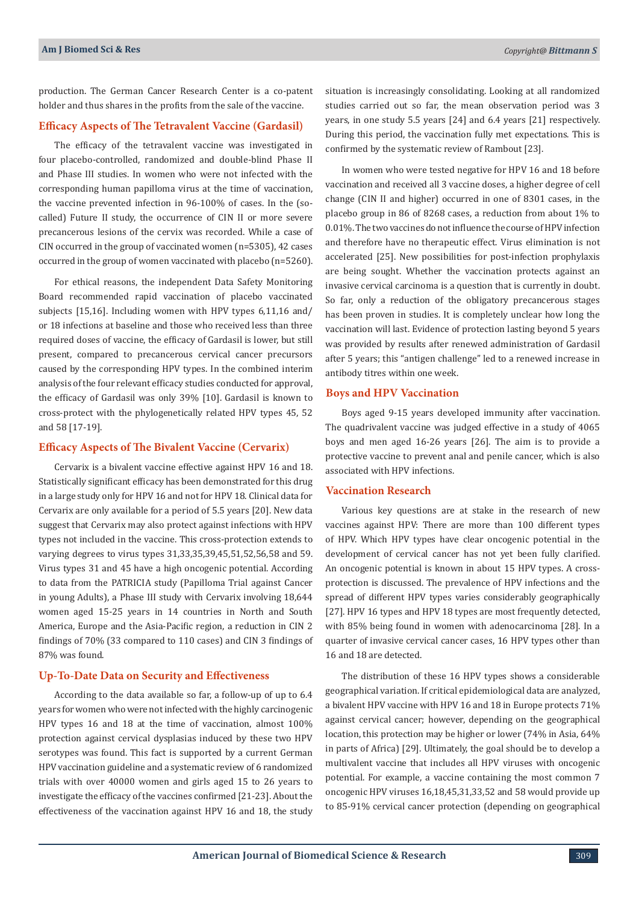production. The German Cancer Research Center is a co-patent holder and thus shares in the profits from the sale of the vaccine.

## Efficacy Aspects of The Tetravalent Vaccine (Gardasil)

The efficacy of the tetravalent vaccine was investigated in four placebo-controlled, randomized and double-blind Phase II and Phase III studies. In women who were not infected with the corresponding human papilloma virus at the time of vaccination, the vaccine prevented infection in 96-100% of cases. In the (so-called) Future II study, the occurrence of CIN II or more severe precancerous lesions of the cervix was recorded. While a case of CIN occurred in the group of vaccinated women (n=5305), 42 cases occurred in the group of women vaccinated with placebo (n=5260).

For ethical reasons, the independent Data Safety Monitoring Board recommended rapid vaccination of placebo vaccinated subjects [15,16]. Including women with HPV types 6,11,16 and/or 18 infections at baseline and those who received less than three required doses of vaccine, the efficacy of Gardasil is lower, but still present, compared to precancerous cervical cancer precursors caused by the corresponding HPV types. In the combined interim analysis of the four relevant efficacy studies conducted for approval, the efficacy of Gardasil was only 39% [10]. Gardasil is known to cross-protect with the phylogenetically related HPV types 45, 52 and 58 [17-19].

## Efficacy Aspects of The Bivalent Vaccine (Cervarix)

Cervarix is a bivalent vaccine effective against HPV 16 and 18. Statistically significant efficacy has been demonstrated for this drug in a large study only for HPV 16 and not for HPV 18. Clinical data for Cervarix are only available for a period of 5.5 years [20]. New data suggest that Cervarix may also protect against infections with HPV types not included in the vaccine. This cross-protection extends to varying degrees to virus types 31,33,35,39,45,51,52,56,58 and 59. Virus types 31 and 45 have a high oncogenic potential. According to data from the PATRICIA study (Papilloma Trial against Cancer in young Adults), a Phase III study with Cervarix involving 18,644 women aged 15-25 years in 14 countries in North and South America, Europe and the Asia-Pacific region, a reduction in CIN 2 findings of 70% (33 compared to 110 cases) and CIN 3 findings of 87% was found.

## Up-To-Date Data on Security and Effectiveness

According to the data available so far, a follow-up of up to 6.4 years for women who were not infected with the highly carcinogenic HPV types 16 and 18 at the time of vaccination, almost 100% protection against cervical dysplasias induced by these two HPV serotypes was found. This fact is supported by a current German HPV vaccination guideline and a systematic review of 6 randomized trials with over 40000 women and girls aged 15 to 26 years to investigate the efficacy of the vaccines confirmed [21-23]. About the effectiveness of the vaccination against HPV 16 and 18, the study situation is increasingly consolidating. Looking at all randomized studies carried out so far, the mean observation period was 3 years, in one study 5.5 years [24] and 6.4 years [21] respectively. During this period, the vaccination fully met expectations. This is confirmed by the systematic review of Rambout [23].

In women who were tested negative for HPV 16 and 18 before vaccination and received all 3 vaccine doses, a higher degree of cell change (CIN II and higher) occurred in one of 8301 cases, in the placebo group in 86 of 8268 cases, a reduction from about 1% to 0.01%. The two vaccines do not influence the course of HPV infection and therefore have no therapeutic effect. Virus elimination is not accelerated [25]. New possibilities for post-infection prophylaxis are being sought. Whether the vaccination protects against an invasive cervical carcinoma is a question that is currently in doubt. So far, only a reduction of the obligatory precancerous stages has been proven in studies. It is completely unclear how long the vaccination will last. Evidence of protection lasting beyond 5 years was provided by results after renewed administration of Gardasil after 5 years; this "antigen challenge" led to a renewed increase in antibody titres within one week.

## Boys and HPV Vaccination

Boys aged 9-15 years developed immunity after vaccination. The quadrivalent vaccine was judged effective in a study of 4065 boys and men aged 16-26 years [26]. The aim is to provide a protective vaccine to prevent anal and penile cancer, which is also associated with HPV infections.

## Vaccination Research

Various key questions are at stake in the research of new vaccines against HPV: There are more than 100 different types of HPV. Which HPV types have clear oncogenic potential in the development of cervical cancer has not yet been fully clarified. An oncogenic potential is known in about 15 HPV types. A cross-protection is discussed. The prevalence of HPV infections and the spread of different HPV types varies considerably geographically [27]. HPV 16 types and HPV 18 types are most frequently detected, with 85% being found in women with adenocarcinoma [28]. In a quarter of invasive cervical cancer cases, 16 HPV types other than 16 and 18 are detected.

The distribution of these 16 HPV types shows a considerable geographical variation. If critical epidemiological data are analyzed, a bivalent HPV vaccine with HPV 16 and 18 in Europe protects 71% against cervical cancer; however, depending on the geographical location, this protection may be higher or lower (74% in Asia, 64% in parts of Africa) [29]. Ultimately, the goal should be to develop a multivalent vaccine that includes all HPV viruses with oncogenic potential. For example, a vaccine containing the most common 7 oncogenic HPV viruses 16,18,45,31,33,52 and 58 would provide up to 85-91% cervical cancer protection (depending on geographical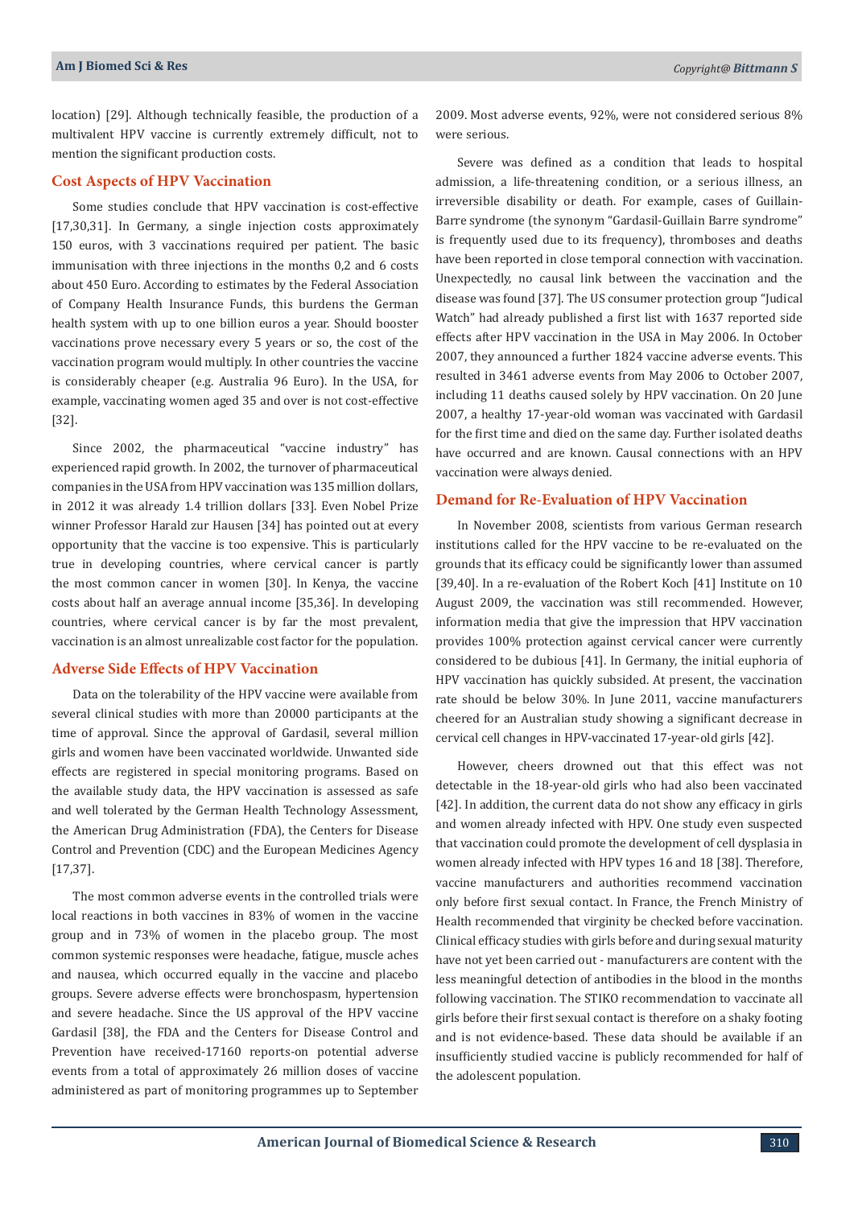location) [29]. Although technically feasible, the production of a multivalent HPV vaccine is currently extremely difficult, not to mention the significant production costs.

## Cost Aspects of HPV Vaccination

Some studies conclude that HPV vaccination is cost-effective [17,30,31]. In Germany, a single injection costs approximately 150 euros, with 3 vaccinations required per patient. The basic immunisation with three injections in the months 0,2 and 6 costs about 450 Euro. According to estimates by the Federal Association of Company Health Insurance Funds, this burdens the German health system with up to one billion euros a year. Should booster vaccinations prove necessary every 5 years or so, the cost of the vaccination program would multiply. In other countries the vaccine is considerably cheaper (e.g. Australia 96 Euro). In the USA, for example, vaccinating women aged 35 and over is not cost-effective [32].

Since 2002, the pharmaceutical "vaccine industry" has experienced rapid growth. In 2002, the turnover of pharmaceutical companies in the USA from HPV vaccination was 135 million dollars, in 2012 it was already 1.4 trillion dollars [33]. Even Nobel Prize winner Professor Harald zur Hausen [34] has pointed out at every opportunity that the vaccine is too expensive. This is particularly true in developing countries, where cervical cancer is partly the most common cancer in women [30]. In Kenya, the vaccine costs about half an average annual income [35,36]. In developing countries, where cervical cancer is by far the most prevalent, vaccination is an almost unrealizable cost factor for the population.

## Adverse Side Effects of HPV Vaccination

Data on the tolerability of the HPV vaccine were available from several clinical studies with more than 20000 participants at the time of approval. Since the approval of Gardasil, several million girls and women have been vaccinated worldwide. Unwanted side effects are registered in special monitoring programs. Based on the available study data, the HPV vaccination is assessed as safe and well tolerated by the German Health Technology Assessment, the American Drug Administration (FDA), the Centers for Disease Control and Prevention (CDC) and the European Medicines Agency [17,37].

The most common adverse events in the controlled trials were local reactions in both vaccines in 83% of women in the vaccine group and in 73% of women in the placebo group. The most common systemic responses were headache, fatigue, muscle aches and nausea, which occurred equally in the vaccine and placebo groups. Severe adverse effects were bronchospasm, hypertension and severe headache. Since the US approval of the HPV vaccine Gardasil [38], the FDA and the Centers for Disease Control and Prevention have received-17160 reports-on potential adverse events from a total of approximately 26 million doses of vaccine administered as part of monitoring programmes up to September 2009. Most adverse events, 92%, were not considered serious 8% were serious.

Severe was defined as a condition that leads to hospital admission, a life-threatening condition, or a serious illness, an irreversible disability or death. For example, cases of Guillain-Barre syndrome (the synonym "Gardasil-Guillain Barre syndrome" is frequently used due to its frequency), thromboses and deaths have been reported in close temporal connection with vaccination. Unexpectedly, no causal link between the vaccination and the disease was found [37]. The US consumer protection group "Judical Watch" had already published a first list with 1637 reported side effects after HPV vaccination in the USA in May 2006. In October 2007, they announced a further 1824 vaccine adverse events. This resulted in 3461 adverse events from May 2006 to October 2007, including 11 deaths caused solely by HPV vaccination. On 20 June 2007, a healthy 17-year-old woman was vaccinated with Gardasil for the first time and died on the same day. Further isolated deaths have occurred and are known. Causal connections with an HPV vaccination were always denied.

## Demand for Re-Evaluation of HPV Vaccination

In November 2008, scientists from various German research institutions called for the HPV vaccine to be re-evaluated on the grounds that its efficacy could be significantly lower than assumed [39,40]. In a re-evaluation of the Robert Koch [41] Institute on 10 August 2009, the vaccination was still recommended. However, information media that give the impression that HPV vaccination provides 100% protection against cervical cancer were currently considered to be dubious [41]. In Germany, the initial euphoria of HPV vaccination has quickly subsided. At present, the vaccination rate should be below 30%. In June 2011, vaccine manufacturers cheered for an Australian study showing a significant decrease in cervical cell changes in HPV-vaccinated 17-year-old girls [42].

However, cheers drowned out that this effect was not detectable in the 18-year-old girls who had also been vaccinated [42]. In addition, the current data do not show any efficacy in girls and women already infected with HPV. One study even suspected that vaccination could promote the development of cell dysplasia in women already infected with HPV types 16 and 18 [38]. Therefore, vaccine manufacturers and authorities recommend vaccination only before first sexual contact. In France, the French Ministry of Health recommended that virginity be checked before vaccination. Clinical efficacy studies with girls before and during sexual maturity have not yet been carried out - manufacturers are content with the less meaningful detection of antibodies in the blood in the months following vaccination. The STIKO recommendation to vaccinate all girls before their first sexual contact is therefore on a shaky footing and is not evidence-based. These data should be available if an insufficiently studied vaccine is publicly recommended for half of the adolescent population.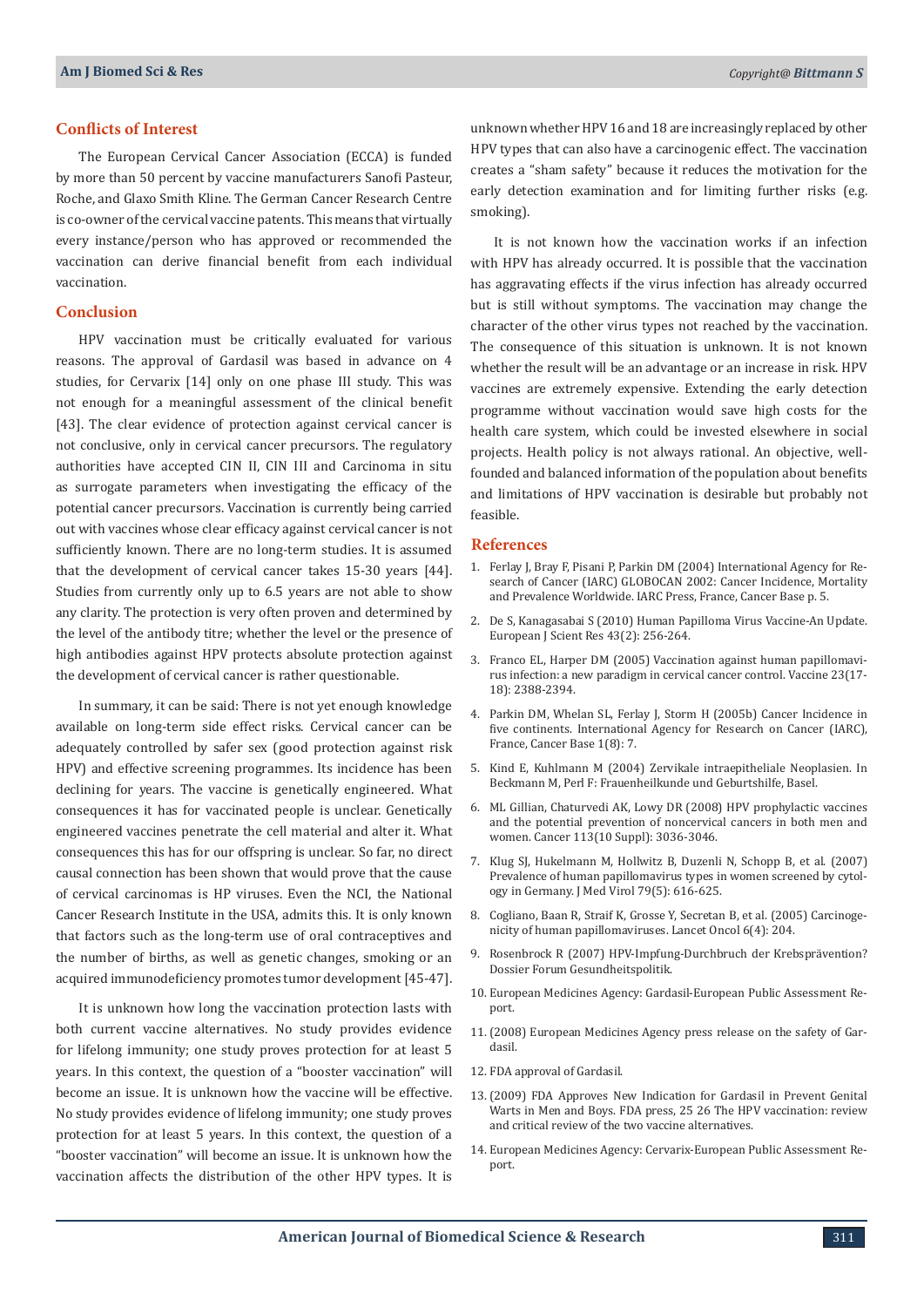## Conflicts of Interest

The European Cervical Cancer Association (ECCA) is funded by more than 50 percent by vaccine manufacturers Sanofi Pasteur, Roche, and Glaxo Smith Kline. The German Cancer Research Centre is co-owner of the cervical vaccine patents. This means that virtually every instance/person who has approved or recommended the vaccination can derive financial benefit from each individual vaccination.

## Conclusion

HPV vaccination must be critically evaluated for various reasons. The approval of Gardasil was based in advance on 4 studies, for Cervarix [14] only on one phase III study. This was not enough for a meaningful assessment of the clinical benefit [43]. The clear evidence of protection against cervical cancer is not conclusive, only in cervical cancer precursors. The regulatory authorities have accepted CIN II, CIN III and Carcinoma in situ as surrogate parameters when investigating the efficacy of the potential cancer precursors. Vaccination is currently being carried out with vaccines whose clear efficacy against cervical cancer is not sufficiently known. There are no long-term studies. It is assumed that the development of cervical cancer takes 15-30 years [44]. Studies from currently only up to 6.5 years are not able to show any clarity. The protection is very often proven and determined by the level of the antibody titre; whether the level or the presence of high antibodies against HPV protects absolute protection against the development of cervical cancer is rather questionable.

In summary, it can be said: There is not yet enough knowledge available on long-term side effect risks. Cervical cancer can be adequately controlled by safer sex (good protection against risk HPV) and effective screening programmes. Its incidence has been declining for years. The vaccine is genetically engineered. What consequences it has for vaccinated people is unclear. Genetically engineered vaccines penetrate the cell material and alter it. What consequences this has for our offspring is unclear. So far, no direct causal connection has been shown that would prove that the cause of cervical carcinomas is HP viruses. Even the NCI, the National Cancer Research Institute in the USA, admits this. It is only known that factors such as the long-term use of oral contraceptives and the number of births, as well as genetic changes, smoking or an acquired immunodeficiency promotes tumor development [45-47].

It is unknown how long the vaccination protection lasts with both current vaccine alternatives. No study provides evidence for lifelong immunity; one study proves protection for at least 5 years. In this context, the question of a "booster vaccination" will become an issue. It is unknown how the vaccine will be effective. No study provides evidence of lifelong immunity; one study proves protection for at least 5 years. In this context, the question of a "booster vaccination" will become an issue. It is unknown how the vaccination affects the distribution of the other HPV types. It is unknown whether HPV 16 and 18 are increasingly replaced by other HPV types that can also have a carcinogenic effect. The vaccination creates a "sham safety" because it reduces the motivation for the early detection examination and for limiting further risks (e.g. smoking).

It is not known how the vaccination works if an infection with HPV has already occurred. It is possible that the vaccination has aggravating effects if the virus infection has already occurred but is still without symptoms. The vaccination may change the character of the other virus types not reached by the vaccination. The consequence of this situation is unknown. It is not known whether the result will be an advantage or an increase in risk. HPV vaccines are extremely expensive. Extending the early detection programme without vaccination would save high costs for the health care system, which could be invested elsewhere in social projects. Health policy is not always rational. An objective, well-founded and balanced information of the population about benefits and limitations of HPV vaccination is desirable but probably not feasible.

## References

1. Ferlay J, Bray F, Pisani P, Parkin DM (2004) International Agency for Research of Cancer (IARC) GLOBOCAN 2002: Cancer Incidence, Mortality and Prevalence Worldwide. IARC Press, France, Cancer Base p. 5.
2. De S, Kanagasabai S (2010) Human Papilloma Virus Vaccine-An Update. European J Scient Res 43(2): 256-264.
3. Franco EL, Harper DM (2005) Vaccination against human papillomavirus infection: a new paradigm in cervical cancer control. Vaccine 23(17-18): 2388-2394.
4. Parkin DM, Whelan SL, Ferlay J, Storm H (2005b) Cancer Incidence in five continents. International Agency for Research on Cancer (IARC), France, Cancer Base 1(8): 7.
5. Kind E, Kuhlmann M (2004) Zervikale intraepitheliale Neoplasien. In Beckmann M, Perl F: Frauenheilkunde und Geburtshilfe, Basel.
6. ML Gillian, Chaturvedi AK, Lowy DR (2008) HPV prophylactic vaccines and the potential prevention of noncervical cancers in both men and women. Cancer 113(10 Suppl): 3036-3046.
7. Klug SJ, Hukelmann M, Hollwitz B, Duzenli N, Schopp B, et al. (2007) Prevalence of human papillomavirus types in women screened by cytology in Germany. J Med Virol 79(5): 616-625.
8. Cogliano, Baan R, Straif K, Grosse Y, Secretan B, et al. (2005) Carcinogenicity of human papillomaviruses. Lancet Oncol 6(4): 204.
9. Rosenbrock R (2007) HPV-Impfung-Durchbruch der Krebsprävention? Dossier Forum Gesundheitspolitik.
10. European Medicines Agency: Gardasil-European Public Assessment Report.
11. (2008) European Medicines Agency press release on the safety of Gardasil.
12. FDA approval of Gardasil.
13. (2009) FDA Approves New Indication for Gardasil in Prevent Genital Warts in Men and Boys. FDA press, 25 26 The HPV vaccination: review and critical review of the two vaccine alternatives.
14. European Medicines Agency: Cervarix-European Public Assessment Report.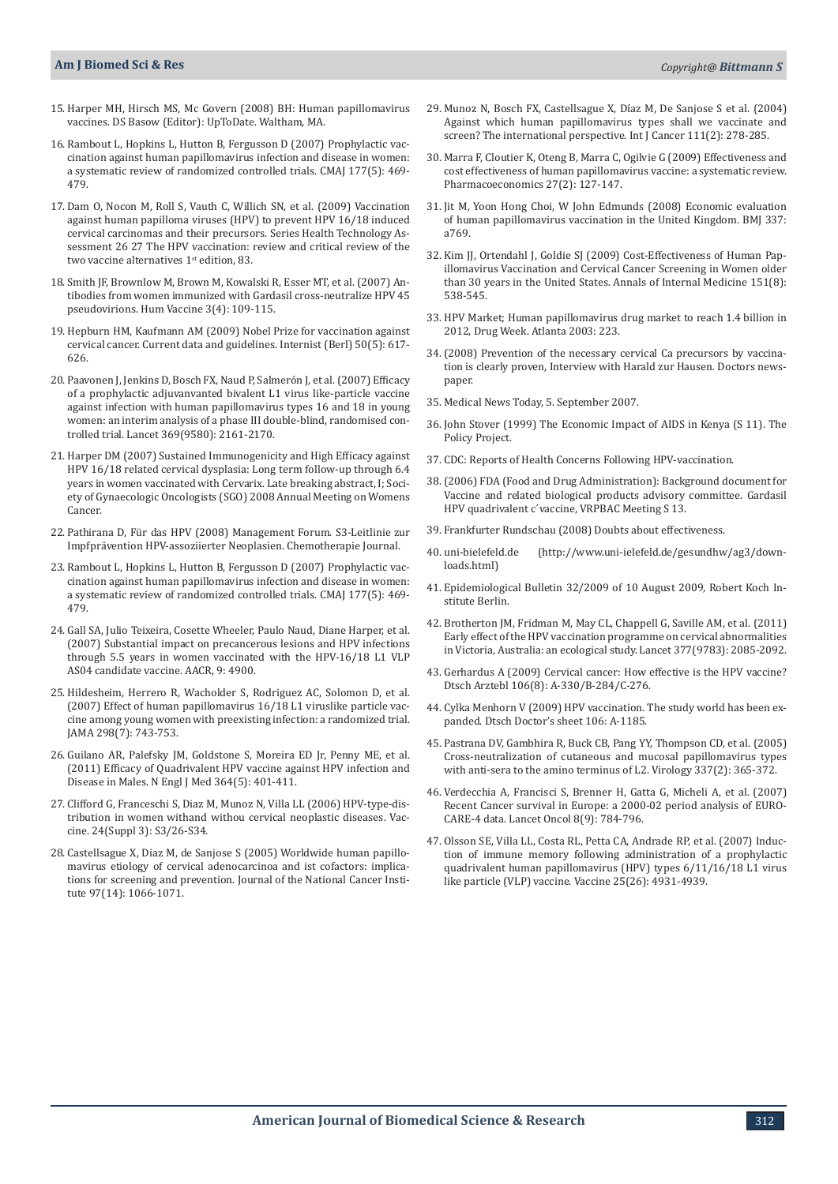15. Harper MH, Hirsch MS, Mc Govern (2008) BH: Human papillomavirus vaccines. DS Basow (Editor): UpToDate. Waltham, MA.

16. Rambout L, Hopkins L, Hutton B, Fergusson D (2007) Prophylactic vaccination against human papillomavirus infection and disease in women: a systematic review of randomized controlled trials. CMAJ 177(5): 469-479.

17. Dam O, Nocon M, Roll S, Vauth C, Willich SN, et al. (2009) Vaccination against human papilloma viruses (HPV) to prevent HPV 16/18 induced cervical carcinomas and their precursors. Series Health Technology Assessment 26 27 The HPV vaccination: review and critical review of the two vaccine alternatives 1st edition, 83.

18. Smith JF, Brownlow M, Brown M, Kowalski R, Esser MT, et al. (2007) Antibodies from women immunized with Gardasil cross-neutralize HPV 45 pseudovirions. Hum Vaccine 3(4): 109-115.

19. Hepburn HM, Kaufmann AM (2009) Nobel Prize for vaccination against cervical cancer. Current data and guidelines. Internist (Berl) 50(5): 617-626.

20. Paavonen J, Jenkins D, Bosch FX, Naud P, Salmerón J, et al. (2007) Efficacy of a prophylactic adjuvantavanted bivalent L1 virus like-particle vaccine against infection with human papillomavirus types 16 and 18 in young women: an interim analysis of a phase III double-blind, randomised controlled trial. Lancet 369(9580): 2161-2170.

21. Harper DM (2007) Sustained Immunogenicity and High Efficacy against HPV 16/18 related cervical dysplasia: Long term follow-up through 6.4 years in women vaccinated with Cervarix. Late breaking abstract, I; Society of Gynaecologic Oncologists (SGO) 2008 Annual Meeting on Womens Cancer.

22. Pathirana D, Für das HPV (2008) Management Forum. S3-Leitlinie zur Impfprävention HPV-assoziierter Neoplasien. Chemotherapie Journal.

23. Rambout L, Hopkins L, Hutton B, Fergusson D (2007) Prophylactic vaccination against human papillomavirus infection and disease in women: a systematic review of randomized controlled trials. CMAJ 177(5): 469-479.

24. Gall SA, Julio Teixeira, Cosette Wheeler, Paulo Naud, Diane Harper, et al. (2007) Substantial impact on precancerous lesions and HPV infections through 5.5 years in women vaccinated with the HPV-16/18 L1 VLP AS04 candidate vaccine. AACR, 9: 4900.

25. Hildesheim, Herrero R, Wacholder S, Rodriguez AC, Solomon D, et al. (2007) Effect of human papillomavirus 16/18 L1 viruslike particle vaccine among young women with preexisting infection: a randomized trial. JAMA 298(7): 743-753.

26. Guilano AR, Palefsky JM, Goldstone S, Moreira ED Jr, Penny ME, et al. (2011) Efficacy of Quadrivalent HPV vaccine against HPV infection and Disease in Males. N Engl J Med 364(5): 401-411.

27. Clifford G, Franceschi S, Diaz M, Munoz N, Villa LL (2006) HPV-type-distribution in women withand withou cervical neoplastic diseases. Vaccine. 24(Suppl 3): S3/26-S34.

28. Castellsague X, Diaz M, de Sanjose S (2005) Worldwide human papillomavirus etiology of cervical adenocarcinoa and ist cofactors: implications for screening and prevention. Journal of the National Cancer Institute 97(14): 1066-1071.

29. Munoz N, Bosch FX, Castellsague X, Díaz M, De Sanjose S et al. (2004) Against which human papillomavirus types shall we vaccinate and screen? The international perspective. Int J Cancer 111(2): 278-285.

30. Marra F, Cloutier K, Oteng B, Marra C, Ogilvie G (2009) Effectiveness and cost effectiveness of human papillomavirus vaccine: a systematic review. Pharmacoeconomics 27(2): 127-147.

31. Jit M, Yoon Hong Choi, W John Edmunds (2008) Economic evaluation of human papillomavirus vaccination in the United Kingdom. BMJ 337: a769.

32. Kim JJ, Ortendahl J, Goldie SJ (2009) Cost-Effectiveness of Human Papillomavirus Vaccination and Cervical Cancer Screening in Women older than 30 years in the United States. Annals of Internal Medicine 151(8): 538-545.

33. HPV Market; Human papillomavirus drug market to reach 1.4 billion in 2012, Drug Week. Atlanta 2003: 223.

34. (2008) Prevention of the necessary cervical Ca precursors by vaccination is clearly proven, Interview with Harald zur Hausen. Doctors newspaper.

35. Medical News Today, 5. September 2007.

36. John Stover (1999) The Economic Impact of AIDS in Kenya (S 11). The Policy Project.

37. CDC: Reports of Health Concerns Following HPV-vaccination.

38. (2006) FDA (Food and Drug Administration): Background document for Vaccine and related biological products advisory committee. Gardasil HPV quadrivalent c´vaccine, VRPBAC Meeting S 13.

39. Frankfurter Rundschau (2008) Doubts about effectiveness.

40. uni-bielefeld.de (http://www.uni-ielefeld.de/gesundhw/ag3/downloads.html)

41. Epidemiological Bulletin 32/2009 of 10 August 2009, Robert Koch Institute Berlin.

42. Brotherton JM, Fridman M, May CL, Chappell G, Saville AM, et al. (2011) Early effect of the HPV vaccination programme on cervical abnormalities in Victoria, Australia: an ecological study. Lancet 377(9783): 2085-2092.

43. Gerhardus A (2009) Cervical cancer: How effective is the HPV vaccine? Dtsch Arztebl 106(8): A-330/B-284/C-276.

44. Cylka Menhorn V (2009) HPV vaccination. The study world has been expanded. Dtsch Doctor's sheet 106: A-1185.

45. Pastrana DV, Gambhira R, Buck CB, Pang YY, Thompson CD, et al. (2005) Cross-neutralization of cutaneous and mucosal papillomavirus types with anti-sera to the amino terminus of L2. Virology 337(2): 365-372.

46. Verdecchia A, Francisci S, Brenner H, Gatta G, Micheli A, et al. (2007) Recent Cancer survival in Europe: a 2000-02 period analysis of EUROCARE-4 data. Lancet Oncol 8(9): 784-796.

47. Olsson SE, Villa LL, Costa RL, Petta CA, Andrade RP, et al. (2007) Induction of immune memory following administration of a prophylactic quadrivalent human papillomavirus (HPV) types 6/11/16/18 L1 virus like particle (VLP) vaccine. Vaccine 25(26): 4931-4939.